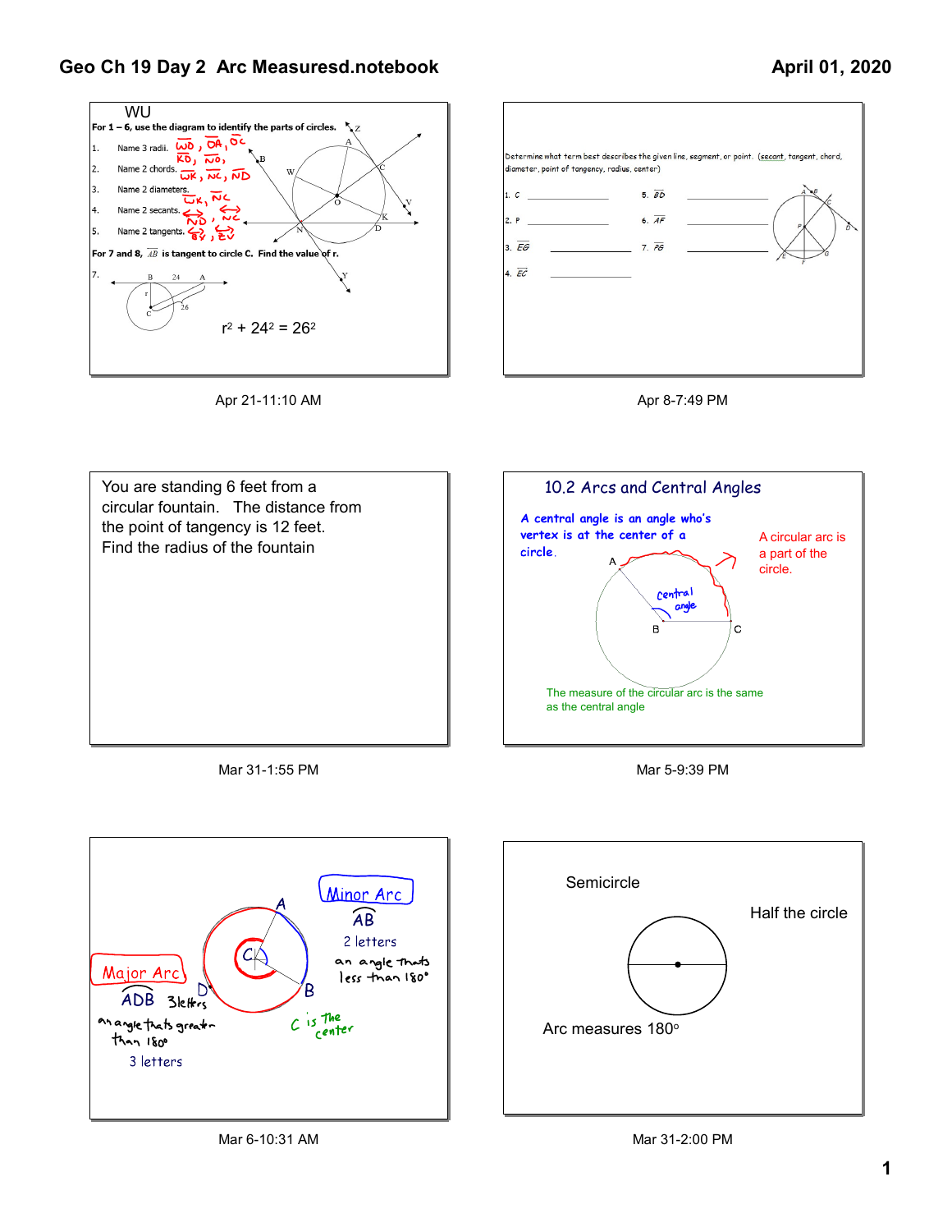# Geo Ch 19 Day 2 Arc Measuresd.notebook

April 01, 2020

## WU

For 1 – 6, use the diagram to identify the parts of circles.

1. Name 3 radii. $\overline{WO}$, $\overline{OA}$, $\overline{OC}$
2. Name 2 chords. $\overline{KO}$, $\overline{NO}$, $\overline{WK}$, $\overline{NC}$, $\overline{ND}$
3. Name 2 diameters. $\overline{WK}$, $\overline{NC}$
4. Name 2 secants. $\overleftrightarrow{ND}$, $\overleftrightarrow{NC}$
5. Name 2 tangents. $\overleftrightarrow{BY}$, $\overleftrightarrow{ZV}$

For 7 and 8, $\overline{AB}$ is tangent to circle C. Find the value of r.

7.

$r^2 + 24^2 = 26^2$

Apr 21-11:10 AM

---

Determine what term best describes the given line, segment, or point. (secant, tangent, chord, diameter, point of tangency, radius, center)

1. C \_\_\_\_\_\_\_\_\_\_
2. P \_\_\_\_\_\_\_\_\_\_
3. $\overline{EG}$ \_\_\_\_\_\_\_\_\_\_
4. $\overline{EC}$ \_\_\_\_\_\_\_\_\_\_
5. $\overline{BD}$ \_\_\_\_\_\_\_\_\_\_
6. $\overline{AF}$ \_\_\_\_\_\_\_\_\_\_
7. $\overline{PG}$ \_\_\_\_\_\_\_\_\_\_

Apr 8-7:49 PM

---

You are standing 6 feet from a circular fountain. The distance from the point of tangency is 12 feet. Find the radius of the fountain

Mar 31-1:55 PM

---

## 10.2 Arcs and Central Angles

A central angle is an angle who's vertex is at the center of a circle.

A circular arc is a part of the circle.

central angle

The measure of the circular arc is the same as the central angle

Mar 5-9:39 PM

---

Minor Arc

$\overset{\frown}{AB}$

2 letters

an angle that's less than 180°

Major Arc

$\overset{\frown}{ADB}$ 3 letters

an angle that's greater than 180°

3 letters

C is the center

Mar 6-10:31 AM

---

Semicircle

Half the circle

Arc measures 180°

Mar 31-2:00 PM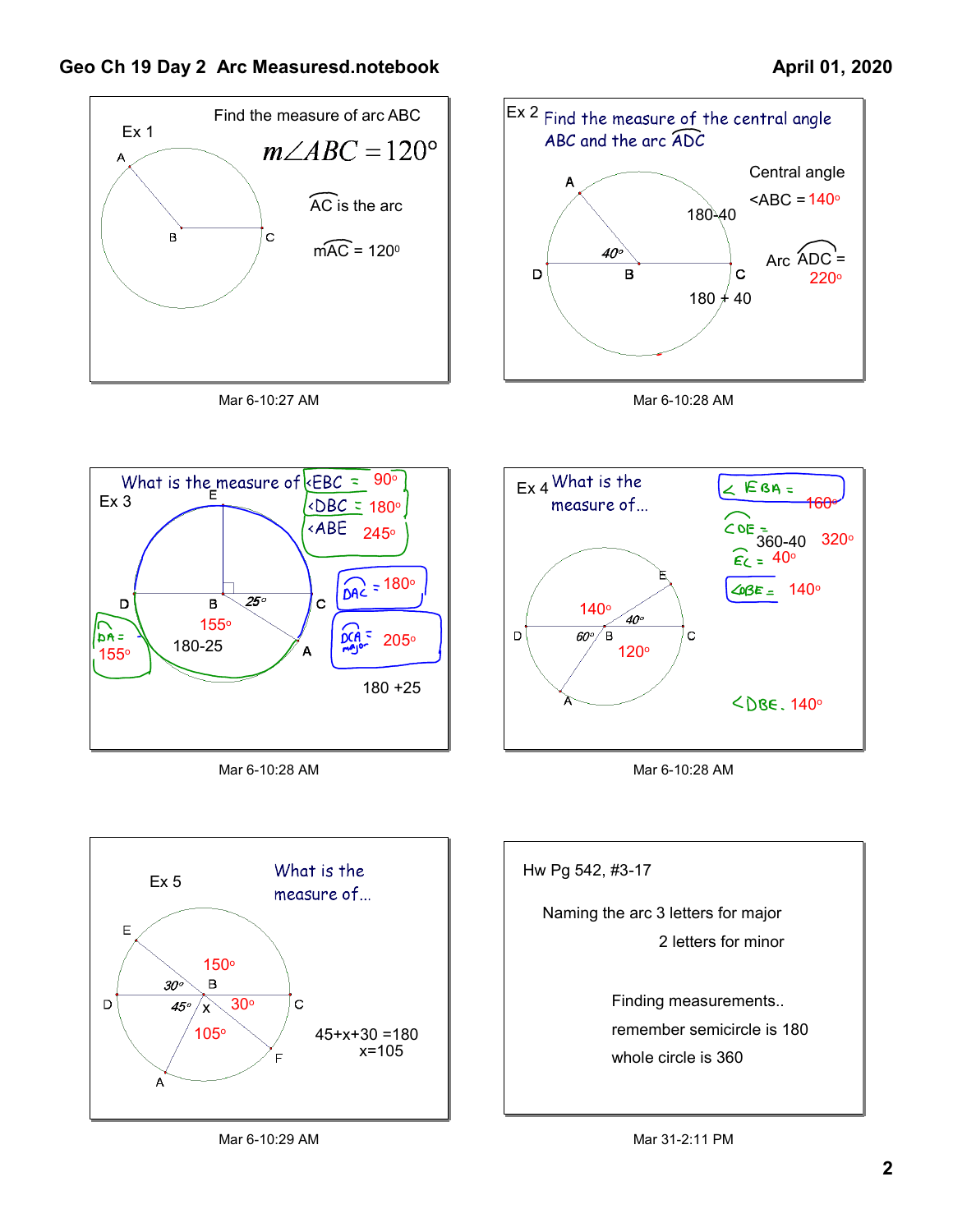# Geo Ch 19 Day 2 Arc Measuresd.notebook

April 01, 2020

## Ex 1

Find the measure of arc ABC

$m\angle ABC = 120°$

$\overset{\frown}{AC}$ is the arc

$m\overset{\frown}{AC} = 120^0$

A

B

C

Mar 6-10:27 AM

## Ex 2

Find the measure of the central angle ABC and the arc $\overset{\frown}{ADC}$

Central angle

<ABC = 140°

180-40

40°

Arc $\overset{\frown}{ADC}$ = 220°

180 + 40

A

D

B

C

Mar 6-10:28 AM

## Ex 3

What is the measure of

<EBC = 90°

<DBC = 180°

<ABE 245°

$\overset{\frown}{DAC}$ = 180°

$\overset{\frown}{DCA}$ major = 205°

$\overset{\frown}{DA}$ = 155°

155°

180-25

25°

180 +25

E

D

B

C

A

Mar 6-10:28 AM

## Ex 4

What is the measure of...

< EBA = ~~160°~~

$\overset{\frown}{COE}$ = 360-40 320°

$\overset{\frown}{EC}$ = 40°

<OBE = 140°

<DBE. 140°

140°

40°

60°

120°

E

D

B

C

A

Mar 6-10:28 AM

## Ex 5

What is the measure of...

150°

30°

45°

X

30°

105°

45+x+30 =180

x=105

E

B

D

C

F

A

Mar 6-10:29 AM

---

Hw Pg 542, #3-17

Naming the arc 3 letters for major

2 letters for minor

Finding measurements..

remember semicircle is 180

whole circle is 360

Mar 31-2:11 PM